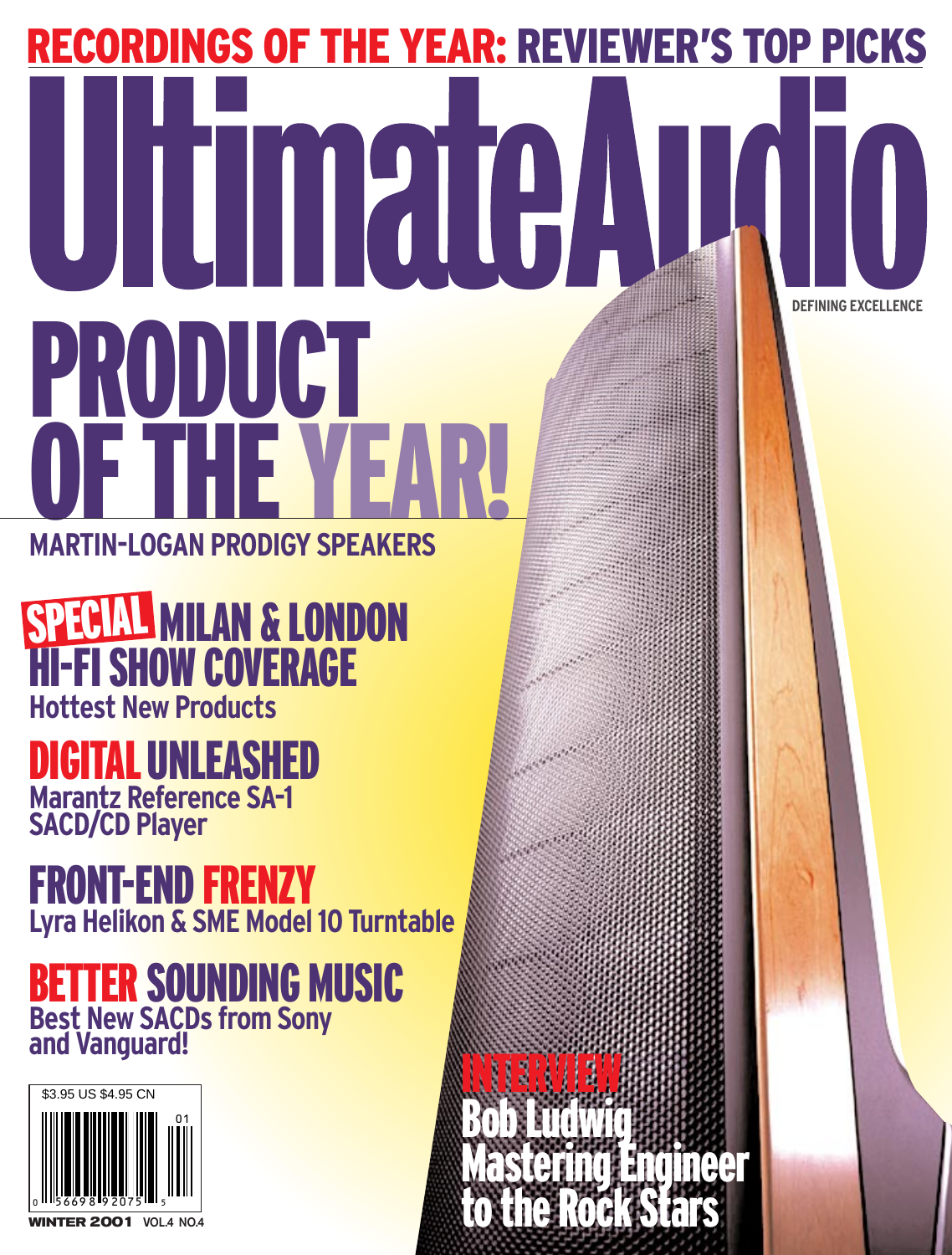# RECORDINGS OF THE YEAR: REVIEWER'S TOP PICKS

# UltimateAudio

DEFINING EXCELLENCE

## PRODUCT OF THE YEAR!

**MARTIN-LOGAN PRODIGY SPEAKERS**

## SPECIAL MILAN & LONDON HI-FI SHOW COVERAGE

**Hottest New Products**

## DIGITAL UNLEASHED

**Marantz Reference SA-1 SACD/CD Player**

## FRONT-END FRENZY

**Lyra Helikon & SME Model 10 Turntable**

## BETTER SOUNDING MUSIC

**Best New SACDs from Sony and Vanguard!**

## INTERVIEW

**Bob Ludwig Mastering Engineer to the Rock Stars**

$3.95 US $4.95 CN

01

0 56698 92075 5

WINTER 2001 VOL.4 NO.4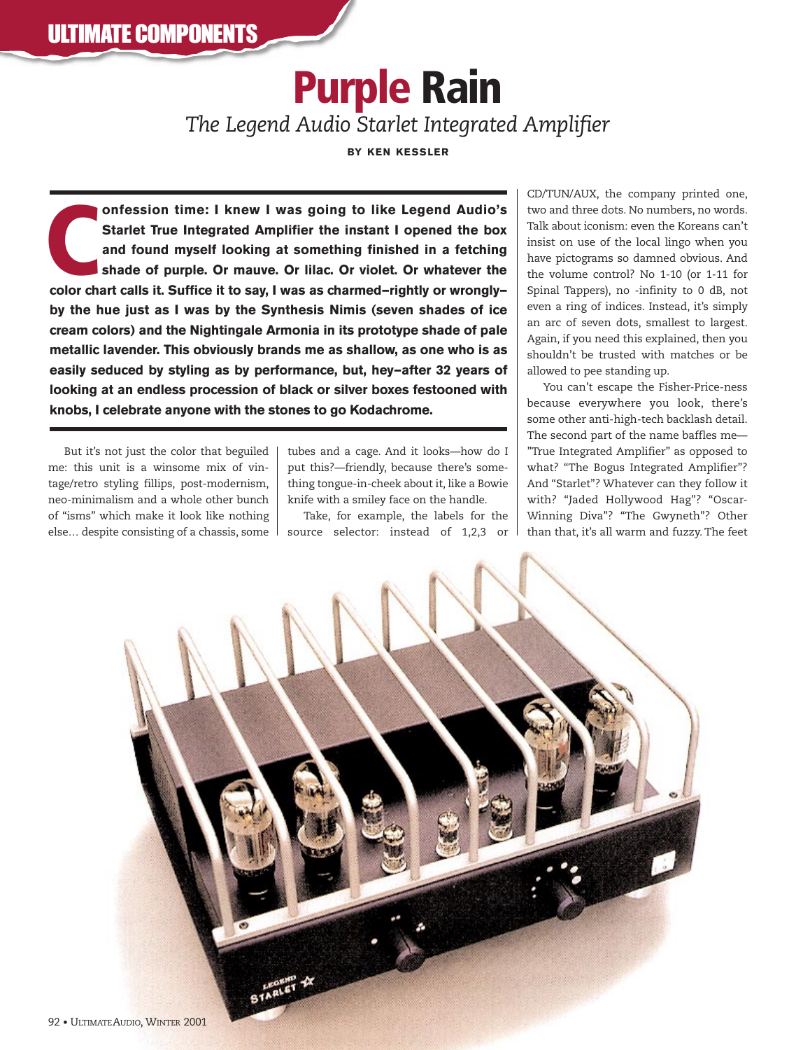# Purple Rain

*The Legend Audio Starlet Integrated Amplifier*

**BY KEN KESSLER**

**Confession time: I knew I was going to like Legend Audio's Starlet True Integrated Amplifier the instant I opened the box and found myself looking at something finished in a fetching shade of purple. Or mauve. Or lilac. Or violet. Or whatever the color chart calls it. Suffice it to say, I was as charmed–rightly or wrongly–by the hue just as I was by the Synthesis Nimis (seven shades of ice cream colors) and the Nightingale Armonia in its prototype shade of pale metallic lavender. This obviously brands me as shallow, as one who is as easily seduced by styling as by performance, but, hey–after 32 years of looking at an endless procession of black or silver boxes festooned with knobs, I celebrate anyone with the stones to go Kodachrome.**

But it's not just the color that beguiled me: this unit is a winsome mix of vintage/retro styling fillips, post-modernism, neo-minimalism and a whole other bunch of "isms" which make it look like nothing else… despite consisting of a chassis, some tubes and a cage. And it looks—how do I put this?—friendly, because there's something tongue-in-cheek about it, like a Bowie knife with a smiley face on the handle.

Take, for example, the labels for the source selector: instead of 1,2,3 or CD/TUN/AUX, the company printed one, two and three dots. No numbers, no words. Talk about iconism: even the Koreans can't insist on use of the local lingo when you have pictograms so damned obvious. And the volume control? No 1-10 (or 1-11 for Spinal Tappers), no -infinity to 0 dB, not even a ring of indices. Instead, it's simply an arc of seven dots, smallest to largest. Again, if you need this explained, then you shouldn't be trusted with matches or be allowed to pee standing up.

You can't escape the Fisher-Price-ness because everywhere you look, there's some other anti-high-tech backlash detail. The second part of the name baffles me—"True Integrated Amplifier" as opposed to what? "The Bogus Integrated Amplifier"? And "Starlet"? Whatever can they follow it with? "Jaded Hollywood Hag"? "Oscar-Winning Diva"? "The Gwyneth"? Other than that, it's all warm and fuzzy. The feet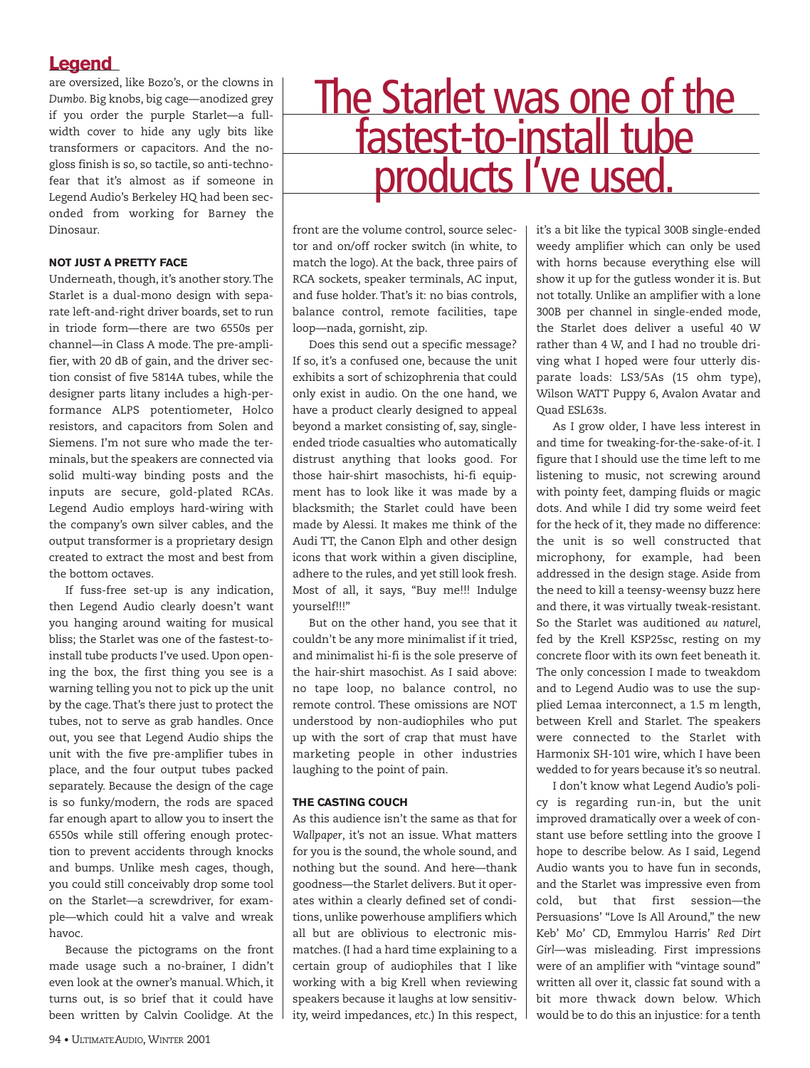are oversized, like Bozo's, or the clowns in *Dumbo*. Big knobs, big cage—anodized grey if you order the purple Starlet—a full-width cover to hide any ugly bits like transformers or capacitors. And the no-gloss finish is so, so tactile, so anti-techno-fear that it's almost as if someone in Legend Audio's Berkeley HQ had been seconded from working for Barney the Dinosaur.

#### NOT JUST A PRETTY FACE

Underneath, though, it's another story. The Starlet is a dual-mono design with separate left-and-right driver boards, set to run in triode form—there are two 6550s per channel—in Class A mode. The pre-amplifier, with 20 dB of gain, and the driver section consist of five 5814A tubes, while the designer parts litany includes a high-performance ALPS potentiometer, Holco resistors, and capacitors from Solen and Siemens. I'm not sure who made the terminals, but the speakers are connected via solid multi-way binding posts and the inputs are secure, gold-plated RCAs. Legend Audio employs hard-wiring with the company's own silver cables, and the output transformer is a proprietary design created to extract the most and best from the bottom octaves.

If fuss-free set-up is any indication, then Legend Audio clearly doesn't want you hanging around waiting for musical bliss; the Starlet was one of the fastest-to-install tube products I've used. Upon opening the box, the first thing you see is a warning telling you not to pick up the unit by the cage. That's there just to protect the tubes, not to serve as grab handles. Once out, you see that Legend Audio ships the unit with the five pre-amplifier tubes in place, and the four output tubes packed separately. Because the design of the cage is so funky/modern, the rods are spaced far enough apart to allow you to insert the 6550s while still offering enough protection to prevent accidents through knocks and bumps. Unlike mesh cages, though, you could still conceivably drop some tool on the Starlet—a screwdriver, for example—which could hit a valve and wreak havoc.

Because the pictograms on the front made usage such a no-brainer, I didn't even look at the owner's manual. Which, it turns out, is so brief that it could have been written by Calvin Coolidge. At the front are the volume control, source selector and on/off rocker switch (in white, to match the logo). At the back, three pairs of RCA sockets, speaker terminals, AC input, and fuse holder. That's it: no bias controls, balance control, remote facilities, tape loop—nada, gornisht, zip.

> The Starlet was one of the fastest-to-install tube products I've used.

Does this send out a specific message? If so, it's a confused one, because the unit exhibits a sort of schizophrenia that could only exist in audio. On the one hand, we have a product clearly designed to appeal beyond a market consisting of, say, single-ended triode casualties who automatically distrust anything that looks good. For those hair-shirt masochists, hi-fi equipment has to look like it was made by a blacksmith; the Starlet could have been made by Alessi. It makes me think of the Audi TT, the Canon Elph and other design icons that work within a given discipline, adhere to the rules, and yet still look fresh. Most of all, it says, "Buy me!!! Indulge yourself!!!"

But on the other hand, you see that it couldn't be any more minimalist if it tried, and minimalist hi-fi is the sole preserve of the hair-shirt masochist. As I said above: no tape loop, no balance control, no remote control. These omissions are NOT understood by non-audiophiles who put up with the sort of crap that must have marketing people in other industries laughing to the point of pain.

#### THE CASTING COUCH

As this audience isn't the same as that for *Wallpaper*, it's not an issue. What matters for you is the sound, the whole sound, and nothing but the sound. And here—thank goodness—the Starlet delivers. But it operates within a clearly defined set of conditions, unlike powerhouse amplifiers which all but are oblivious to electronic mismatches. (I had a hard time explaining to a certain group of audiophiles that I like working with a big Krell when reviewing speakers because it laughs at low sensitivity, weird impedances, *etc.*) In this respect, it's a bit like the typical 300B single-ended weedy amplifier which can only be used with horns because everything else will show it up for the gutless wonder it is. But not totally. Unlike an amplifier with a lone 300B per channel in single-ended mode, the Starlet does deliver a useful 40 W rather than 4 W, and I had no trouble driving what I hoped were four utterly disparate loads: LS3/5As (15 ohm type), Wilson WATT Puppy 6, Avalon Avatar and Quad ESL63s.

As I grow older, I have less interest in and time for tweaking-for-the-sake-of-it. I figure that I should use the time left to me listening to music, not screwing around with pointy feet, damping fluids or magic dots. And while I did try some weird feet for the heck of it, they made no difference: the unit is so well constructed that microphony, for example, had been addressed in the design stage. Aside from the need to kill a teensy-weensy buzz here and there, it was virtually tweak-resistant. So the Starlet was auditioned *au naturel*, fed by the Krell KSP25sc, resting on my concrete floor with its own feet beneath it. The only concession I made to tweakdom and to Legend Audio was to use the supplied Lemaa interconnect, a 1.5 m length, between Krell and Starlet. The speakers were connected to the Starlet with Harmonix SH-101 wire, which I have been wedded to for years because it's so neutral.

I don't know what Legend Audio's policy is regarding run-in, but the unit improved dramatically over a week of constant use before settling into the groove I hope to describe below. As I said, Legend Audio wants you to have fun in seconds, and the Starlet was impressive even from cold, but that first session—the Persuasions' "Love Is All Around," the new Keb' Mo' CD, Emmylou Harris' *Red Dirt Girl*—was misleading. First impressions were of an amplifier with "vintage sound" written all over it, classic fat sound with a bit more thwack down below. Which would be to do this an injustice: for a tenth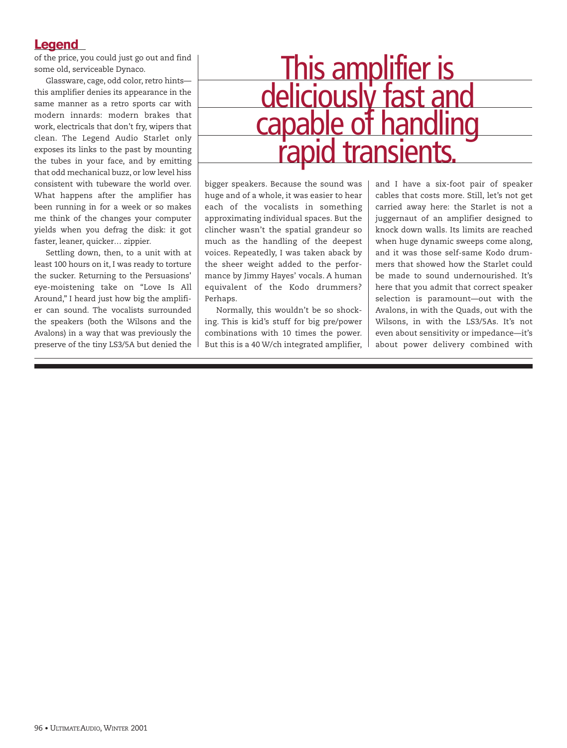of the price, you could just go out and find some old, serviceable Dynaco.

Glassware, cage, odd color, retro hints—this amplifier denies its appearance in the same manner as a retro sports car with modern innards: modern brakes that work, electricals that don't fry, wipers that clean. The Legend Audio Starlet only exposes its links to the past by mounting the tubes in your face, and by emitting that odd mechanical buzz, or low level hiss consistent with tubeware the world over. What happens after the amplifier has been running in for a week or so makes me think of the changes your computer yields when you defrag the disk: it got faster, leaner, quicker… zippier.

Settling down, then, to a unit with at least 100 hours on it, I was ready to torture the sucker. Returning to the Persuasions' eye-moistening take on "Love Is All Around," I heard just how big the amplifier can sound. The vocalists surrounded the speakers (both the Wilsons and the Avalons) in a way that was previously the preserve of the tiny LS3/5A but denied the bigger speakers. Because the sound was huge and of a whole, it was easier to hear each of the vocalists in something approximating individual spaces. But the clincher wasn't the spatial grandeur so much as the handling of the deepest voices. Repeatedly, I was taken aback by the sheer weight added to the performance by Jimmy Hayes' vocals. A human equivalent of the Kodo drummers? Perhaps.

> This amplifier is deliciously fast and capable of handling rapid transients.

Normally, this wouldn't be so shocking. This is kid's stuff for big pre/power combinations with 10 times the power. But this is a 40 W/ch integrated amplifier, and I have a six-foot pair of speaker cables that costs more. Still, let's not get carried away here: the Starlet is not a juggernaut of an amplifier designed to knock down walls. Its limits are reached when huge dynamic sweeps come along, and it was those self-same Kodo drummers that showed how the Starlet could be made to sound undernourished. It's here that you admit that correct speaker selection is paramount—out with the Avalons, in with the Quads, out with the Wilsons, in with the LS3/5As. It's not even about sensitivity or impedance—it's about power delivery combined with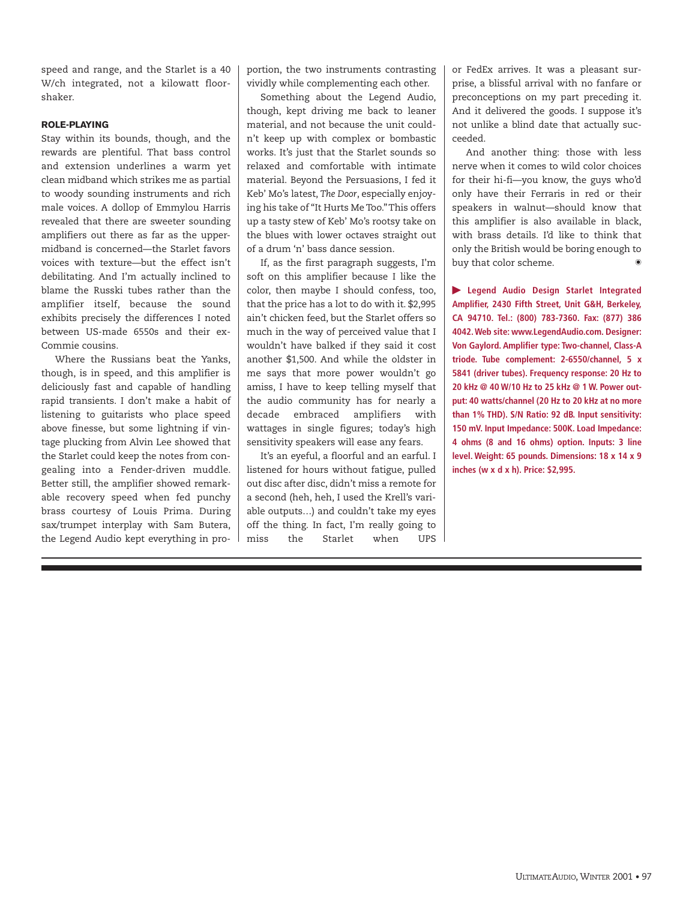speed and range, and the Starlet is a 40 W/ch integrated, not a kilowatt floor-shaker.

### ROLE-PLAYING

Stay within its bounds, though, and the rewards are plentiful. That bass control and extension underlines a warm yet clean midband which strikes me as partial to woody sounding instruments and rich male voices. A dollop of Emmylou Harris revealed that there are sweeter sounding amplifiers out there as far as the upper-midband is concerned—the Starlet favors voices with texture—but the effect isn't debilitating. And I'm actually inclined to blame the Russki tubes rather than the amplifier itself, because the sound exhibits precisely the differences I noted between US-made 6550s and their ex-Commie cousins.

Where the Russians beat the Yanks, though, is in speed, and this amplifier is deliciously fast and capable of handling rapid transients. I don't make a habit of listening to guitarists who place speed above finesse, but some lightning if vintage plucking from Alvin Lee showed that the Starlet could keep the notes from congealing into a Fender-driven muddle. Better still, the amplifier showed remarkable recovery speed when fed punchy brass courtesy of Louis Prima. During sax/trumpet interplay with Sam Butera, the Legend Audio kept everything in proportion, the two instruments contrasting vividly while complementing each other.

Something about the Legend Audio, though, kept driving me back to leaner material, and not because the unit couldn't keep up with complex or bombastic works. It's just that the Starlet sounds so relaxed and comfortable with intimate material. Beyond the Persuasions, I fed it Keb' Mo's latest, *The Door*, especially enjoying his take of "It Hurts Me Too." This offers up a tasty stew of Keb' Mo's rootsy take on the blues with lower octaves straight out of a drum 'n' bass dance session.

If, as the first paragraph suggests, I'm soft on this amplifier because I like the color, then maybe I should confess, too, that the price has a lot to do with it. $2,995 ain't chicken feed, but the Starlet offers so much in the way of perceived value that I wouldn't have balked if they said it cost another $1,500. And while the oldster in me says that more power wouldn't go amiss, I have to keep telling myself that the audio community has for nearly a decade embraced amplifiers with wattages in single figures; today's high sensitivity speakers will ease any fears.

It's an eyeful, a floorful and an earful. I listened for hours without fatigue, pulled out disc after disc, didn't miss a remote for a second (heh, heh, I used the Krell's variable outputs…) and couldn't take my eyes off the thing. In fact, I'm really going to miss the Starlet when UPS or FedEx arrives. It was a pleasant surprise, a blissful arrival with no fanfare or preconceptions on my part preceding it. And it delivered the goods. I suppose it's not unlike a blind date that actually succeeded.

And another thing: those with less nerve when it comes to wild color choices for their hi-fi—you know, the guys who'd only have their Ferraris in red or their speakers in walnut—should know that this amplifier is also available in black, with brass details. I'd like to think that only the British would be boring enough to buy that color scheme. ◉

**▶ Legend Audio Design Starlet Integrated Amplifier, 2430 Fifth Street, Unit G&H, Berkeley, CA 94710. Tel.: (800) 783-7360. Fax: (877) 386 4042. Web site: www.LegendAudio.com. Designer: Von Gaylord. Amplifier type: Two-channel, Class-A triode. Tube complement: 2-6550/channel, 5 x 5841 (driver tubes). Frequency response: 20 Hz to 20 kHz @ 40 W/10 Hz to 25 kHz @ 1 W. Power output: 40 watts/channel (20 Hz to 20 kHz at no more than 1% THD). S/N Ratio: 92 dB. Input sensitivity: 150 mV. Input Impedance: 500K. Load Impedance: 4 ohms (8 and 16 ohms) option. Inputs: 3 line level. Weight: 65 pounds. Dimensions: 18 x 14 x 9 inches (w x d x h). Price: $2,995.**